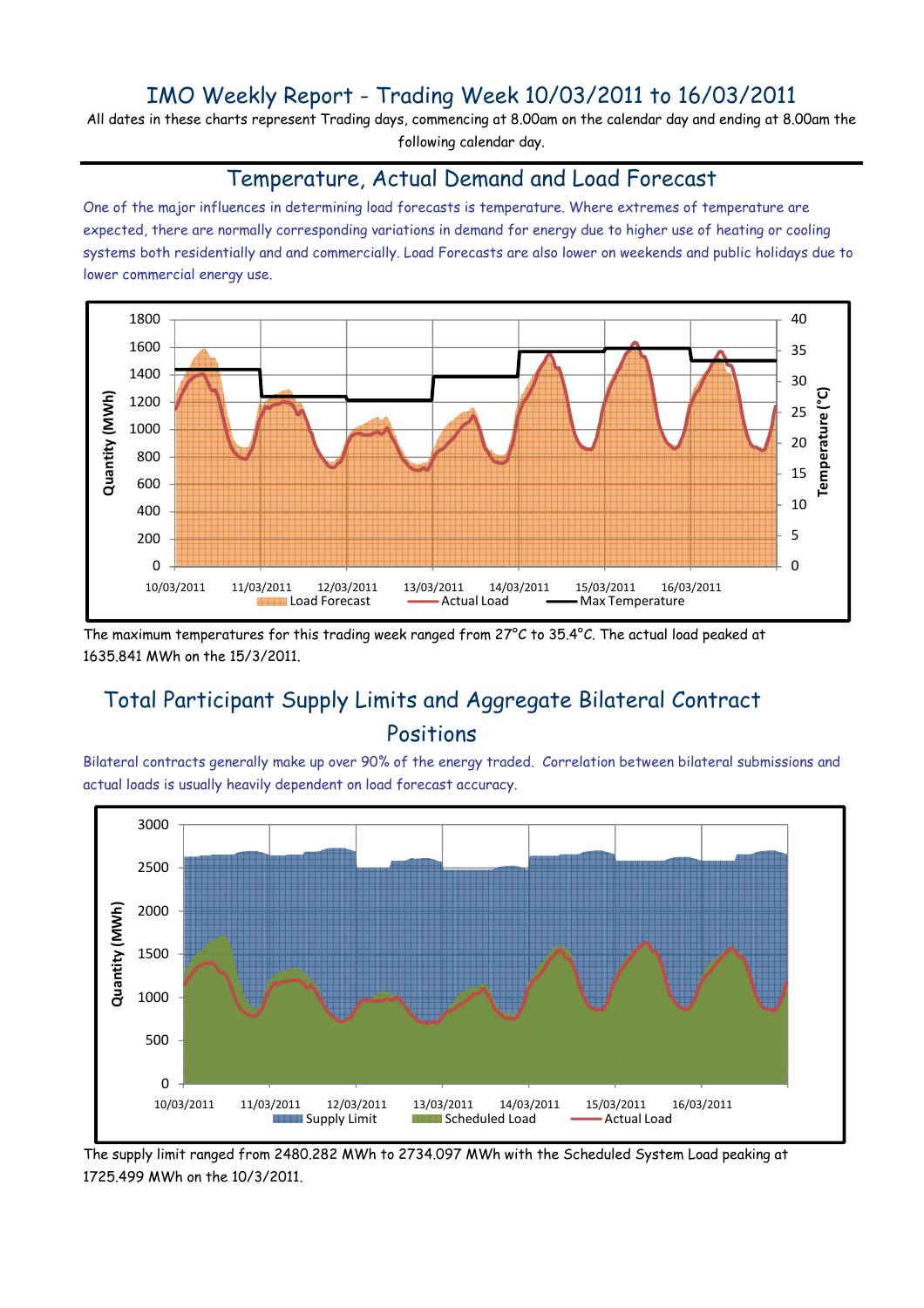# IMO Weekly Report - Trading Week 10/03/2011 to 16/03/2011

All dates in these charts represent Trading days, commencing at 8.00am on the calendar day and ending at 8.00am the following calendar day.

## Temperature, Actual Demand and Load Forecast

One of the major influences in determining load forecasts is temperature. Where extremes of temperature are expected, there are normally corresponding variations in demand for energy due to higher use of heating or cooling systems both residentially and and commercially. Load Forecasts are also lower on weekends and public holidays due to lower commercial energy use.

The maximum temperatures for this trading week ranged from 27°C to 35.4°C. The actual load peaked at 1635.841 MWh on the 15/3/2011.

## Total Participant Supply Limits and Aggregate Bilateral Contract Positions

Bilateral contracts generally make up over 90% of the energy traded. Correlation between bilateral submissions and actual loads is usually heavily dependent on load forecast accuracy.

The supply limit ranged from 2480.282 MWh to 2734.097 MWh with the Scheduled System Load peaking at 1725.499 MWh on the 10/3/2011.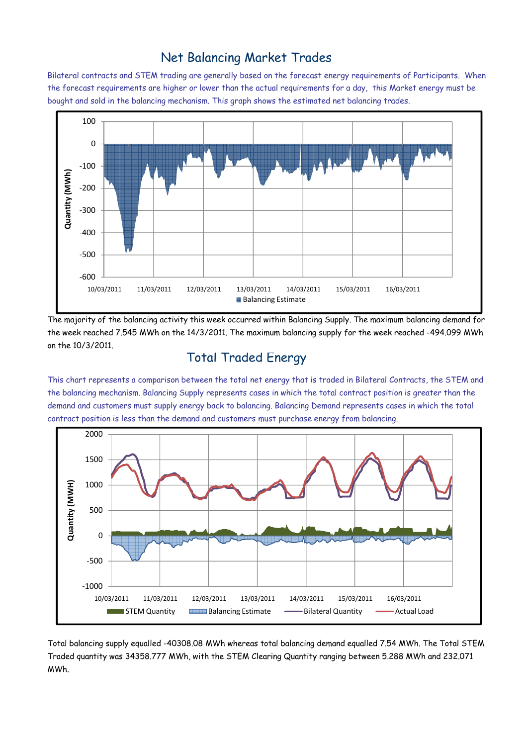# Net Balancing Market Trades

Bilateral contracts and STEM trading are generally based on the forecast energy requirements of Participants. When the forecast requirements are higher or lower than the actual requirements for a day, this Market energy must be bought and sold in the balancing mechanism. This graph shows the estimated net balancing trades.

The majority of the balancing activity this week occurred within Balancing Supply. The maximum balancing demand for the week reached 7.545 MWh on the 14/3/2011. The maximum balancing supply for the week reached -494.099 MWh on the 10/3/2011.

# Total Traded Energy

This chart represents a comparison between the total net energy that is traded in Bilateral Contracts, the STEM and the balancing mechanism. Balancing Supply represents cases in which the total contract position is greater than the demand and customers must supply energy back to balancing. Balancing Demand represents cases in which the total contract position is less than the demand and customers must purchase energy from balancing.

Total balancing supply equalled -40308.08 MWh whereas total balancing demand equalled 7.54 MWh. The Total STEM Traded quantity was 34358.777 MWh, with the STEM Clearing Quantity ranging between 5.288 MWh and 232.071 MWh.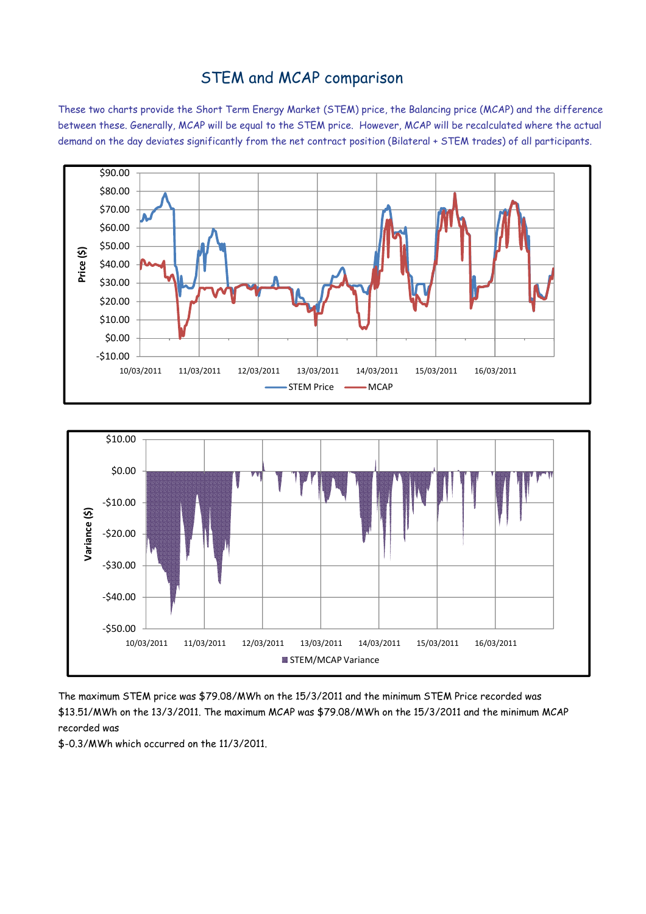# STEM and MCAP comparison

These two charts provide the Short Term Energy Market (STEM) price, the Balancing price (MCAP) and the difference between these. Generally, MCAP will be equal to the STEM price. However, MCAP will be recalculated where the actual demand on the day deviates significantly from the net contract position (Bilateral + STEM trades) of all participants.

Price ($)

$90.00
$80.00
$70.00
$60.00
$50.00
$40.00
$30.00
$20.00
$10.00
$0.00
-$10.00

10/03/2011 11/03/2011 12/03/2011 13/03/2011 14/03/2011 15/03/2011 16/03/2011

STEM Price MCAP

Variance ($)

$10.00
$0.00
-$10.00
-$20.00
-$30.00
-$40.00
-$50.00

10/03/2011 11/03/2011 12/03/2011 13/03/2011 14/03/2011 15/03/2011 16/03/2011

STEM/MCAP Variance

The maximum STEM price was $79.08/MWh on the 15/3/2011 and the minimum STEM Price recorded was $13.51/MWh on the 13/3/2011. The maximum MCAP was $79.08/MWh on the 15/3/2011 and the minimum MCAP recorded was
$-0.3/MWh which occurred on the 11/3/2011.